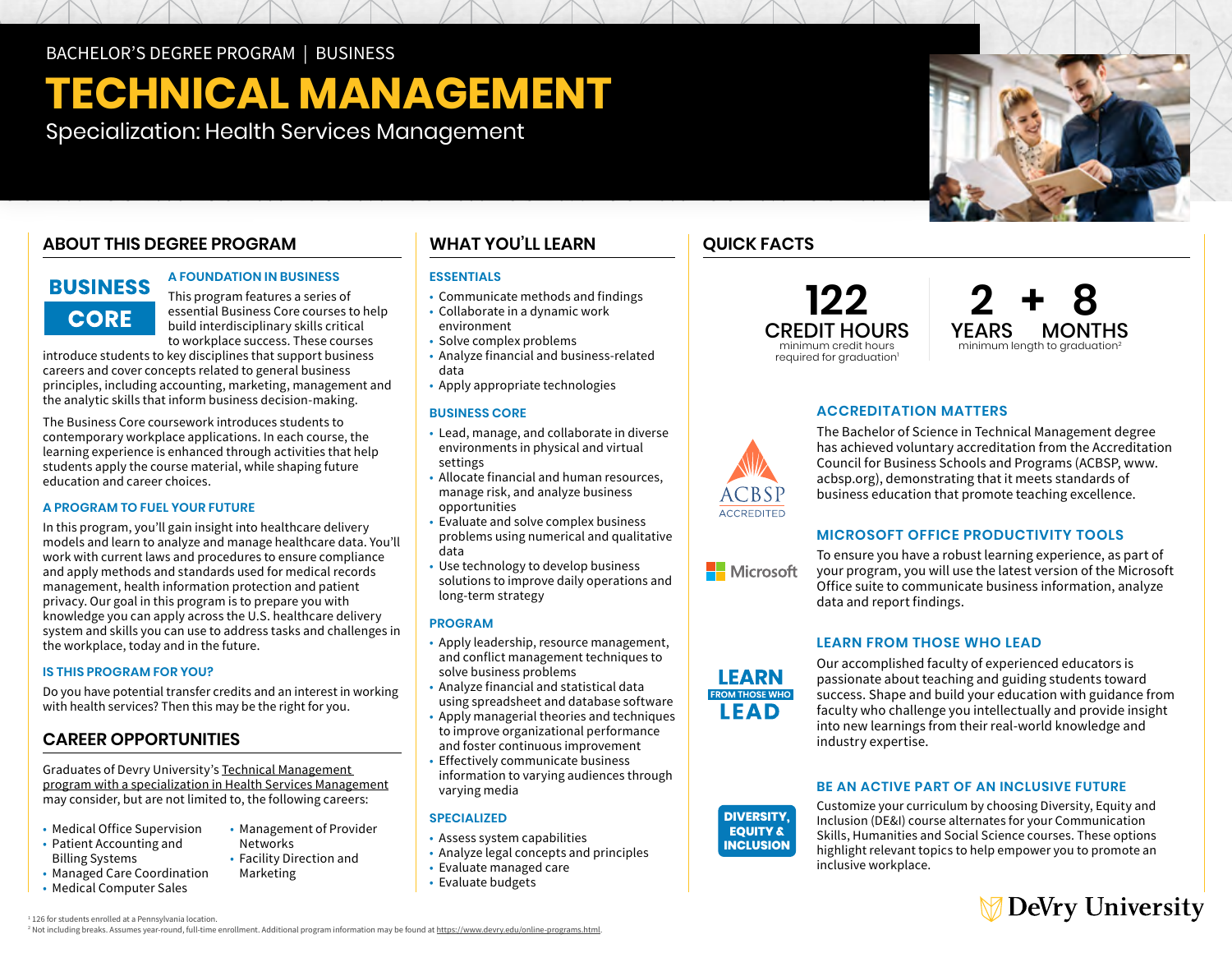BACHELOR'S DEGREE PROGRAM | BUSINESS

# TECHNICAL MANAGEMENT

Specialization: Health Services Management

## ABOUT THIS DEGREE PROGRAM

**BUSINESS CORE**

### A FOUNDATION IN BUSINESS

This program features a series of essential Business Core courses to help build interdisciplinary skills critical to workplace success. These courses introduce students to key disciplines that support business careers and cover concepts related to general business principles, including accounting, marketing, management and the analytic skills that inform business decision-making.

The Business Core coursework introduces students to contemporary workplace applications. In each course, the learning experience is enhanced through activities that help students apply the course material, while shaping future education and career choices.

### A PROGRAM TO FUEL YOUR FUTURE

In this program, you'll gain insight into healthcare delivery models and learn to analyze and manage healthcare data. You'll work with current laws and procedures to ensure compliance and apply methods and standards used for medical records management, health information protection and patient privacy. Our goal in this program is to prepare you with knowledge you can apply across the U.S. healthcare delivery system and skills you can use to address tasks and challenges in the workplace, today and in the future.

### IS THIS PROGRAM FOR YOU?

Do you have potential transfer credits and an interest in working with health services? Then this may be the right for you.

## CAREER OPPORTUNITIES

Graduates of Devry University's Technical Management program with a specialization in Health Services Management may consider, but are not limited to, the following careers:

- Medical Office Supervision
- Patient Accounting and Billing Systems
- Managed Care Coordination
- Medical Computer Sales
- Management of Provider Networks
- Facility Direction and Marketing

## WHAT YOU'LL LEARN

### ESSENTIALS

- Communicate methods and findings
- Collaborate in a dynamic work environment
- Solve complex problems
- Analyze financial and business-related data
- Apply appropriate technologies

### BUSINESS CORE

- Lead, manage, and collaborate in diverse environments in physical and virtual settings
- Allocate financial and human resources, manage risk, and analyze business opportunities
- Evaluate and solve complex business problems using numerical and qualitative data
- Use technology to develop business solutions to improve daily operations and long-term strategy

### PROGRAM

- Apply leadership, resource management, and conflict management techniques to solve business problems
- Analyze financial and statistical data using spreadsheet and database software
- Apply managerial theories and techniques to improve organizational performance and foster continuous improvement
- Effectively communicate business information to varying audiences through varying media

### SPECIALIZED

- Assess system capabilities
- Analyze legal concepts and principles
- Evaluate managed care
- Evaluate budgets

## QUICK FACTS

**122**
**CREDIT HOURS**
minimum credit hours required for graduation[1]

**2 YEARS + 8 MONTHS**
minimum length to graduation[2]

### ACCREDITATION MATTERS

ACBSP ACCREDITED

The Bachelor of Science in Technical Management degree has achieved voluntary accreditation from the Accreditation Council for Business Schools and Programs (ACBSP, www.acbsp.org), demonstrating that it meets standards of business education that promote teaching excellence.

### MICROSOFT OFFICE PRODUCTIVITY TOOLS

To ensure you have a robust learning experience, as part of your program, you will use the latest version of the Microsoft Office suite to communicate business information, analyze data and report findings.

### LEARN FROM THOSE WHO LEAD

Our accomplished faculty of experienced educators is passionate about teaching and guiding students toward success. Shape and build your education with guidance from faculty who challenge you intellectually and provide insight into new learnings from their real-world knowledge and industry expertise.

### BE AN ACTIVE PART OF AN INCLUSIVE FUTURE

Customize your curriculum by choosing Diversity, Equity and Inclusion (DE&I) course alternates for your Communication Skills, Humanities and Social Science courses. These options highlight relevant topics to help empower you to promote an inclusive workplace.

DeVry University

[1] 126 for students enrolled at a Pennsylvania location.
[2] Not including breaks. Assumes year-round, full-time enrollment. Additional program information may be found at https://www.devry.edu/online-programs.html.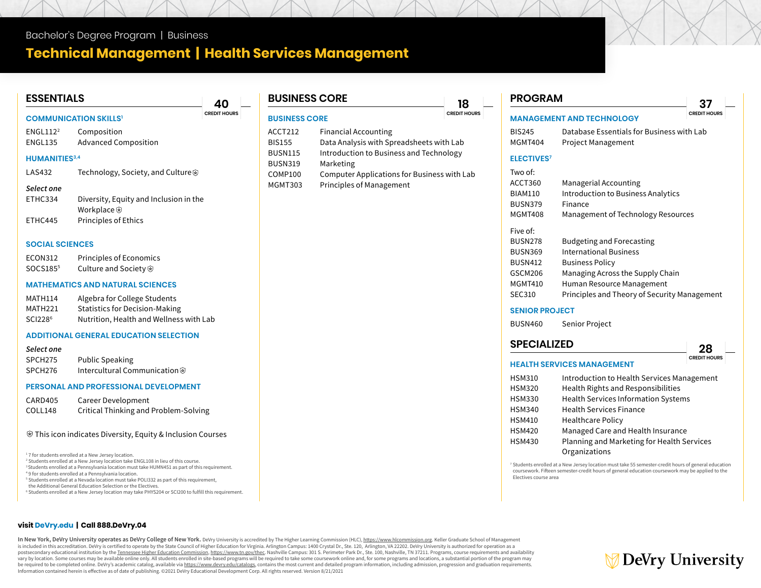Bachelor's Degree Program | Business

# Technical Management | Health Services Management

## ESSENTIALS

**40** CREDIT HOURS

### COMMUNICATION SKILLS[1]

| | |
|---|---|
| ENGL112[2] | Composition |
| ENGL135 | Advanced Composition |

### HUMANITIES[3,4]

| | |
|---|---|
| LAS432 | Technology, Society, and Culture ⛨ |

*Select one*

| | |
|---|---|
| ETHC334 | Diversity, Equity and Inclusion in the Workplace ⛨ |
| ETHC445 | Principles of Ethics |

### SOCIAL SCIENCES

| | |
|---|---|
| ECON312 | Principles of Economics |
| SOCS185[5] | Culture and Society ⛨ |

### MATHEMATICS AND NATURAL SCIENCES

| | |
|---|---|
| MATH114 | Algebra for College Students |
| MATH221 | Statistics for Decision-Making |
| SCI228[6] | Nutrition, Health and Wellness with Lab |

### ADDITIONAL GENERAL EDUCATION SELECTION

*Select one*

| | |
|---|---|
| SPCH275 | Public Speaking |
| SPCH276 | Intercultural Communication ⛨ |

### PERSONAL AND PROFESSIONAL DEVELOPMENT

| | |
|---|---|
| CARD405 | Career Development |
| COLL148 | Critical Thinking and Problem-Solving |

⛨ This icon indicates Diversity, Equity & Inclusion Courses

[1] 7 for students enrolled at a New Jersey location.
[2] Students enrolled at a New Jersey location take ENGL108 in lieu of this course.
[3] Students enrolled at a Pennsylvania location must take HUMN451 as part of this requirement.
[4] 9 for students enrolled at a Pennsylvania location.
[5] Students enrolled at a Nevada location must take POLI332 as part of this requirement, the Additional General Education Selection or the Electives.
[6] Students enrolled at a New Jersey location may take PHYS204 or SCI200 to fulfill this requirement.

## BUSINESS CORE

**18** CREDIT HOURS

### BUSINESS CORE

| | |
|---|---|
| ACCT212 | Financial Accounting |
| BIS155 | Data Analysis with Spreadsheets with Lab |
| BUSN115 | Introduction to Business and Technology |
| BUSN319 | Marketing |
| COMP100 | Computer Applications for Business with Lab |
| MGMT303 | Principles of Management |

## PROGRAM

**37** CREDIT HOURS

### MANAGEMENT AND TECHNOLOGY

| | |
|---|---|
| BIS245 | Database Essentials for Business with Lab |
| MGMT404 | Project Management |

### ELECTIVES[7]

Two of:

| | |
|---|---|
| ACCT360 | Managerial Accounting |
| BIAM110 | Introduction to Business Analytics |
| BUSN379 | Finance |
| MGMT408 | Management of Technology Resources |

Five of:

| | |
|---|---|
| BUSN278 | Budgeting and Forecasting |
| BUSN369 | International Business |
| BUSN412 | Business Policy |
| GSCM206 | Managing Across the Supply Chain |
| MGMT410 | Human Resource Management |
| SEC310 | Principles and Theory of Security Management |

### SENIOR PROJECT

| | |
|---|---|
| BUSN460 | Senior Project |

## SPECIALIZED

**28** CREDIT HOURS

### HEALTH SERVICES MANAGEMENT

| | |
|---|---|
| HSM310 | Introduction to Health Services Management |
| HSM320 | Health Rights and Responsibilities |
| HSM330 | Health Services Information Systems |
| HSM340 | Health Services Finance |
| HSM410 | Healthcare Policy |
| HSM420 | Managed Care and Health Insurance |
| HSM430 | Planning and Marketing for Health Services Organizations |

[7] Students enrolled at a New Jersey location must take 55 semester-credit hours of general education coursework. Fifteen semester-credit hours of general education coursework may be applied to the Electives course area

**visit DeVry.edu | Call 888.DeVry.04**

**In New York, DeVry University operates as DeVry College of New York.** DeVry University is accredited by The Higher Learning Commission (HLC), https://www.hlcommission.org. Keller Graduate School of Management is included in this accreditation. DeVry is certified to operate by the State Council of Higher Education for Virginia. Arlington Campus: 1400 Crystal Dr., Ste. 120, Arlington, VA 22202. DeVry University is authorized for operation as a postsecondary educational institution by the Tennessee Higher Education Commission, https://www.tn.gov/thec. Nashville Campus: 301 S. Perimeter Park Dr., Ste. 100, Nashville, TN 37211. Programs, course requirements and availability vary by location. Some courses may be available online only. All students enrolled in site-based programs will be required to take some coursework online and, for some programs and locations, a substantial portion of the program may be required to be completed online. DeVry's academic catalog, available via https://www.devry.edu/catalogs, contains the most current and detailed program information, including admission, progression and graduation requirements. Information contained herein is effective as of date of publishing. ©2021 DeVry Educational Development Corp. All rights reserved. Version 8/21/2021

DeVry University